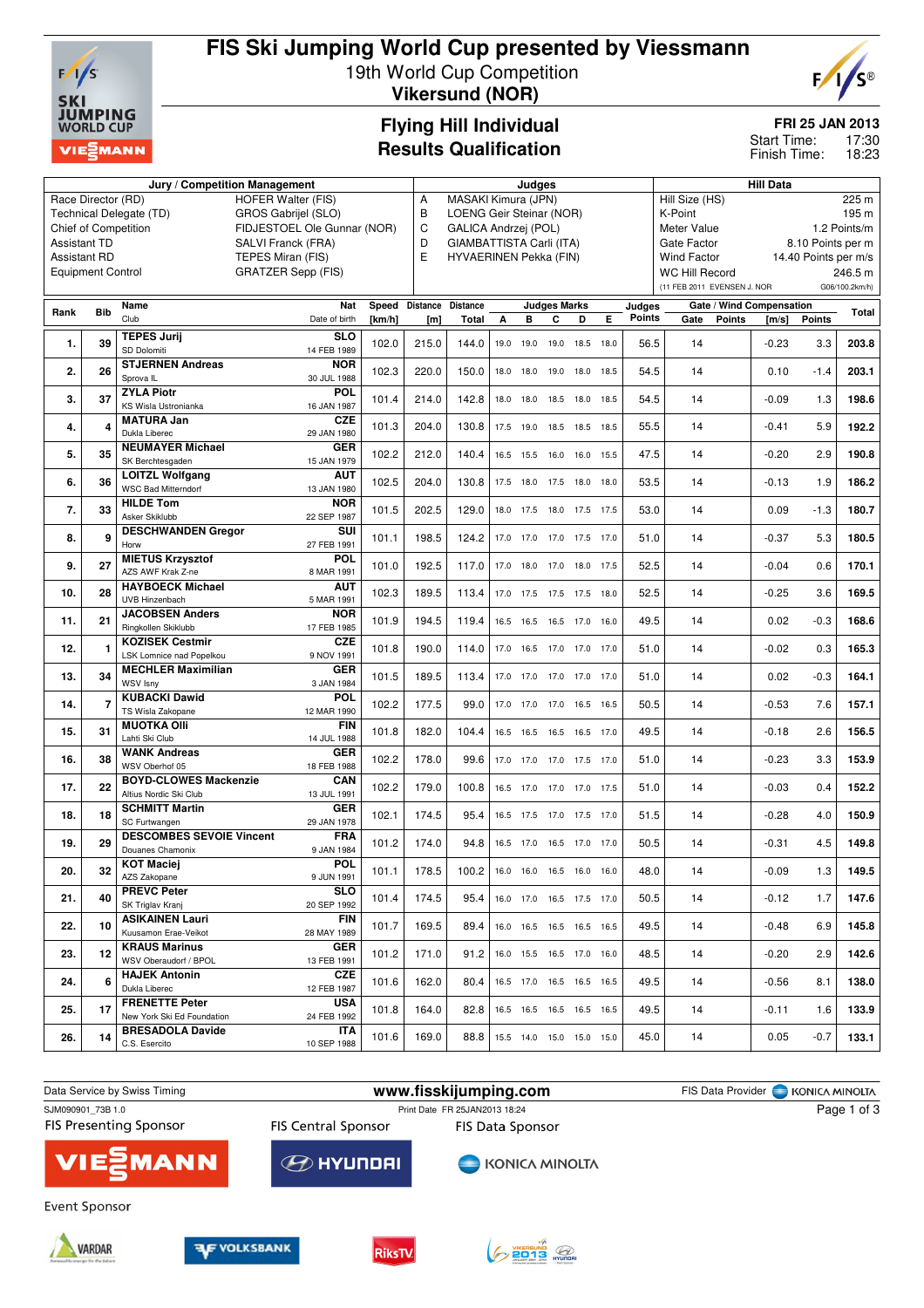# FIS Ski Jumping World Cup presented by Viessmann

19th World Cup Competition
**Vikersund (NOR)**

## Flying Hill Individual
## Results Qualification

**FRI 25 JAN 2013**
Start Time: 17:30
Finish Time: 18:23

| Jury / Competition Management | | Judges | | Hill Data | |
|---|---|---|---|---|---|
| Race Director (RD) | HOFER Walter (FIS) | A | MASAKI Kimura (JPN) | Hill Size (HS) | 225 m |
| Technical Delegate (TD) | GROS Gabrijel (SLO) | B | LOENG Geir Steinar (NOR) | K-Point | 195 m |
| Chief of Competition | FIDJESTOEL Ole Gunnar (NOR) | C | GALICA Andrzej (POL) | Meter Value | 1.2 Points/m |
| Assistant TD | SALVI Franck (FRA) | D | GIAMBATTISTA Carli (ITA) | Gate Factor | 8.10 Points per m |
| Assistant RD | TEPES Miran (FIS) | E | HYVAERINEN Pekka (FIN) | Wind Factor | 14.40 Points per m/s |
| Equipment Control | GRATZER Sepp (FIS) | | | WC Hill Record | 246.5 m |
| | | | | (11 FEB 2011 EVENSEN J. NOR | G06/100.2km/h) |

| Rank | Bib | Name / Club | Nat / Date of birth | Speed [km/h] | Distance [m] | Distance Total | A | B | C | D | E | Judges Points | Gate | Gate Points | Wind [m/s] | Wind Points | Total |
|---|---|---|---|---|---|---|---|---|---|---|---|---|---|---|---|---|---|
| 1. | 39 | **TEPES Jurij** SD Dolomiti | SLO 14 FEB 1989 | 102.0 | 215.0 | 144.0 | 19.0 | 19.0 | 19.0 | 18.5 | 18.0 | 56.5 | 14 | | -0.23 | 3.3 | 203.8 |
| 2. | 26 | **STJERNEN Andreas** Sprova IL | NOR 30 JUL 1988 | 102.3 | 220.0 | 150.0 | 18.0 | 18.0 | 19.0 | 18.0 | 18.5 | 54.5 | 14 | | 0.10 | -1.4 | 203.1 |
| 3. | 37 | **ZYLA Piotr** KS Wisla Ustronianka | POL 16 JAN 1987 | 101.4 | 214.0 | 142.8 | 18.0 | 18.0 | 18.5 | 18.0 | 18.5 | 54.5 | 14 | | -0.09 | 1.3 | 198.6 |
| 4. | 4 | **MATURA Jan** Dukla Liberec | CZE 29 JAN 1980 | 101.3 | 204.0 | 130.8 | 17.5 | 19.0 | 18.5 | 18.5 | 18.5 | 55.5 | 14 | | -0.41 | 5.9 | 192.2 |
| 5. | 35 | **NEUMAYER Michael** SK Berchtesgaden | GER 15 JAN 1979 | 102.2 | 212.0 | 140.4 | 16.5 | 15.5 | 16.0 | 16.0 | 15.5 | 47.5 | 14 | | -0.20 | 2.9 | 190.8 |
| 6. | 36 | **LOITZL Wolfgang** WSC Bad Mitterndorf | AUT 13 JAN 1980 | 102.5 | 204.0 | 130.8 | 17.5 | 18.0 | 17.5 | 18.0 | 18.0 | 53.5 | 14 | | -0.13 | 1.9 | 186.2 |
| 7. | 33 | **HILDE Tom** Asker Skiklubb | NOR 22 SEP 1987 | 101.5 | 202.5 | 129.0 | 18.0 | 17.5 | 18.0 | 17.5 | 17.5 | 53.0 | 14 | | 0.09 | -1.3 | 180.7 |
| 8. | 9 | **DESCHWANDEN Gregor** Horw | SUI 27 FEB 1991 | 101.1 | 198.5 | 124.2 | 17.0 | 17.0 | 17.0 | 17.5 | 17.0 | 51.0 | 14 | | -0.37 | 5.3 | 180.5 |
| 9. | 27 | **MIETUS Krzysztof** AZS AWF Krak Z-ne | POL 8 MAR 1991 | 101.0 | 192.5 | 117.0 | 17.0 | 18.0 | 17.0 | 18.0 | 17.5 | 52.5 | 14 | | -0.04 | 0.6 | 170.1 |
| 10. | 28 | **HAYBOECK Michael** UVB Hinzenbach | AUT 5 MAR 1991 | 102.3 | 189.5 | 113.4 | 17.0 | 17.5 | 17.5 | 17.5 | 18.0 | 52.5 | 14 | | -0.25 | 3.6 | 169.5 |
| 11. | 21 | **JACOBSEN Anders** Ringkollen Skiklubb | NOR 17 FEB 1985 | 101.9 | 194.5 | 119.4 | 16.5 | 16.5 | 16.5 | 17.0 | 16.0 | 49.5 | 14 | | 0.02 | -0.3 | 168.6 |
| 12. | 1 | **KOZISEK Cestmir** LSK Lomnice nad Popelkou | CZE 9 NOV 1991 | 101.8 | 190.0 | 114.0 | 17.0 | 16.5 | 17.0 | 17.0 | 17.0 | 51.0 | 14 | | -0.02 | 0.3 | 165.3 |
| 13. | 34 | **MECHLER Maximilian** WSV Isny | GER 3 JAN 1984 | 101.5 | 189.5 | 113.4 | 17.0 | 17.0 | 17.0 | 17.0 | 17.0 | 51.0 | 14 | | 0.02 | -0.3 | 164.1 |
| 14. | 7 | **KUBACKI Dawid** TS Wisla Zakopane | POL 12 MAR 1990 | 102.2 | 177.5 | 99.0 | 17.0 | 17.0 | 17.0 | 16.5 | 16.5 | 50.5 | 14 | | -0.53 | 7.6 | 157.1 |
| 15. | 31 | **MUOTKA Olli** Lahti Ski Club | FIN 14 JUL 1988 | 101.8 | 182.0 | 104.4 | 16.5 | 16.5 | 16.5 | 16.5 | 17.0 | 49.5 | 14 | | -0.18 | 2.6 | 156.5 |
| 16. | 38 | **WANK Andreas** WSV Oberhof 05 | GER 18 FEB 1988 | 102.2 | 178.0 | 99.6 | 17.0 | 17.0 | 17.0 | 17.5 | 17.0 | 51.0 | 14 | | -0.23 | 3.3 | 153.9 |
| 17. | 22 | **BOYD-CLOWES Mackenzie** Altius Nordic Ski Club | CAN 13 JUL 1991 | 102.2 | 179.0 | 100.8 | 16.5 | 17.0 | 17.0 | 17.0 | 17.5 | 51.0 | 14 | | -0.03 | 0.4 | 152.2 |
| 18. | 18 | **SCHMITT Martin** SC Furtwangen | GER 29 JAN 1978 | 102.1 | 174.5 | 95.4 | 16.5 | 17.5 | 17.0 | 17.5 | 17.0 | 51.5 | 14 | | -0.28 | 4.0 | 150.9 |
| 19. | 29 | **DESCOMBES SEVOIE Vincent** Douanes Chamonix | FRA 9 JAN 1984 | 101.2 | 174.0 | 94.8 | 16.5 | 17.0 | 16.5 | 17.0 | 17.0 | 50.5 | 14 | | -0.31 | 4.5 | 149.8 |
| 20. | 32 | **KOT Maciej** AZS Zakopane | POL 9 JUN 1991 | 101.1 | 178.5 | 100.2 | 16.0 | 16.0 | 16.5 | 16.0 | 16.0 | 48.0 | 14 | | -0.09 | 1.3 | 149.5 |
| 21. | 40 | **PREVC Peter** SK Triglav Kranj | SLO 20 SEP 1992 | 101.4 | 174.5 | 95.4 | 16.0 | 17.0 | 16.5 | 17.5 | 17.0 | 50.5 | 14 | | -0.12 | 1.7 | 147.6 |
| 22. | 10 | **ASIKAINEN Lauri** Kuusamon Erae-Veikot | FIN 28 MAY 1989 | 101.7 | 169.5 | 89.4 | 16.0 | 16.5 | 16.5 | 16.5 | 16.5 | 49.5 | 14 | | -0.48 | 6.9 | 145.8 |
| 23. | 12 | **KRAUS Marinus** WSV Oberaudorf / BPOL | GER 13 FEB 1991 | 101.2 | 171.0 | 91.2 | 16.0 | 15.5 | 16.5 | 17.0 | 16.0 | 48.5 | 14 | | -0.20 | 2.9 | 142.6 |
| 24. | 6 | **HAJEK Antonin** Dukla Liberec | CZE 12 FEB 1987 | 101.6 | 162.0 | 80.4 | 16.5 | 17.0 | 16.5 | 16.5 | 16.5 | 49.5 | 14 | | -0.56 | 8.1 | 138.0 |
| 25. | 17 | **FRENETTE Peter** New York Ski Ed Foundation | USA 24 FEB 1992 | 101.8 | 164.0 | 82.8 | 16.5 | 16.5 | 16.5 | 16.5 | 16.5 | 49.5 | 14 | | -0.11 | 1.6 | 133.9 |
| 26. | 14 | **BRESADOLA Davide** C.S. Esercito | ITA 10 SEP 1988 | 101.6 | 169.0 | 88.8 | 15.5 | 14.0 | 15.0 | 15.0 | 15.0 | 45.0 | 14 | | 0.05 | -0.7 | 133.1 |

Data Service by Swiss Timing — www.fisskijumping.com — FIS Data Provider KONICA MINOLTA

SJM090901_73B 1.0 — Print Date FR 25JAN2013 18:24

FIS Presenting Sponsor: VIESSMANN — FIS Central Sponsor: HYUNDAI — FIS Data Sponsor: KONICA MINOLTA

Event Sponsor: VARDAR, VOLKSBANK, RiksTV, VIKERSUND 2013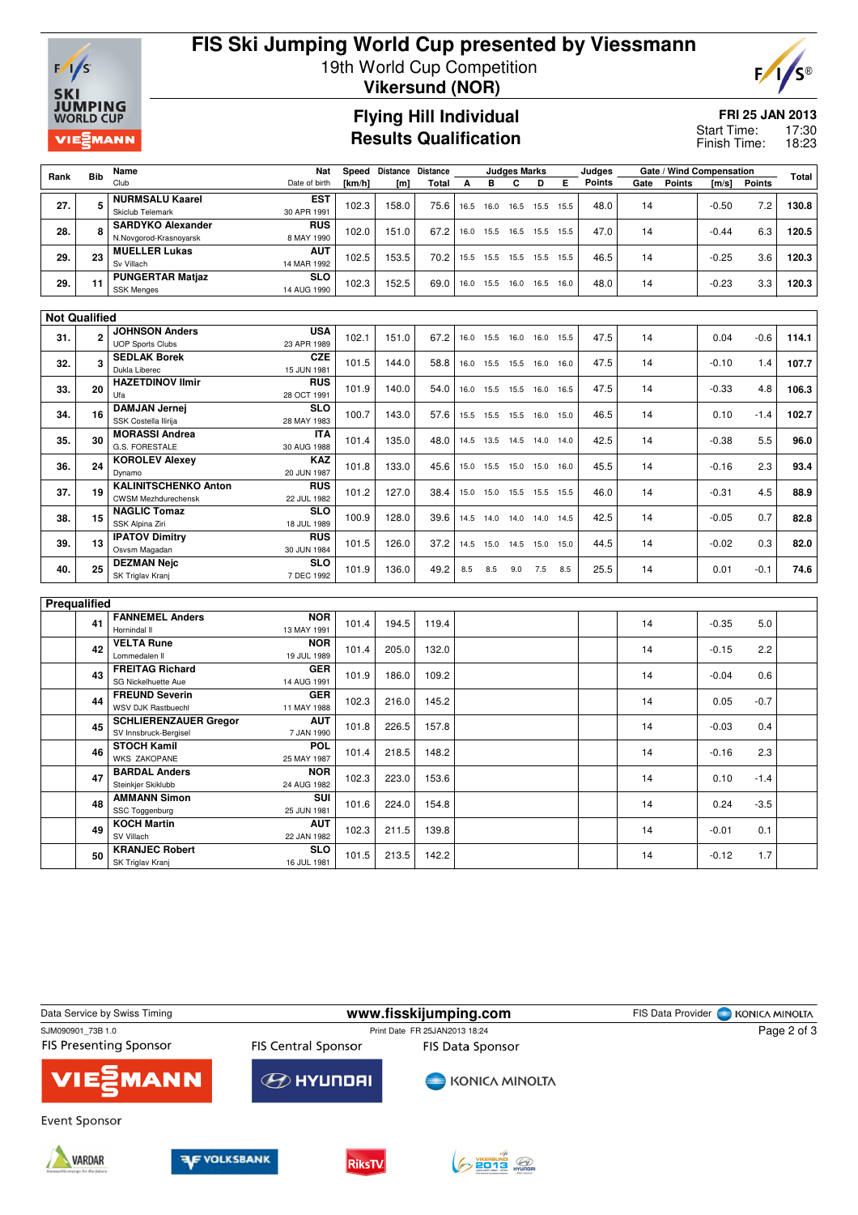# FIS Ski Jumping World Cup presented by Viessmann

19th World Cup Competition

**Vikersund (NOR)**

## Flying Hill Individual
## Results Qualification

**FRI 25 JAN 2013**

Start Time: 17:30

Finish Time: 18:23

| Rank | Bib | Name / Club | Nat / Date of birth | Speed [km/h] | Distance [m] | Distance Total | A | B | C | D | E | Judges Points | Gate | Gate Points | Wind [m/s] | Wind Points | Total |
|---|---|---|---|---|---|---|---|---|---|---|---|---|---|---|---|---|---|
| 27. | 5 | **NURMSALU Kaarel** Skiclub Telemark | EST 30 APR 1991 | 102.3 | 158.0 | 75.6 | 16.5 | 16.0 | 16.5 | 15.5 | 15.5 | 48.0 | 14 | | -0.50 | 7.2 | 130.8 |
| 28. | 8 | **SARDYKO Alexander** N.Novgorod-Krasnoyarsk | RUS 8 MAY 1990 | 102.0 | 151.0 | 67.2 | 16.0 | 15.5 | 16.5 | 15.5 | 15.5 | 47.0 | 14 | | -0.44 | 6.3 | 120.5 |
| 29. | 23 | **MUELLER Lukas** Sv Villach | AUT 14 MAR 1992 | 102.5 | 153.5 | 70.2 | 15.5 | 15.5 | 15.5 | 15.5 | 15.5 | 46.5 | 14 | | -0.25 | 3.6 | 120.3 |
| 29. | 11 | **PUNGERTAR Matjaz** SSK Menges | SLO 14 AUG 1990 | 102.3 | 152.5 | 69.0 | 16.0 | 15.5 | 16.0 | 16.5 | 16.0 | 48.0 | 14 | | -0.23 | 3.3 | 120.3 |
| **Not Qualified** | | | | | | | | | | | | | | | | | |
| 31. | 2 | **JOHNSON Anders** UOP Sports Clubs | USA 23 APR 1989 | 102.1 | 151.0 | 67.2 | 16.0 | 15.5 | 16.0 | 16.0 | 15.5 | 47.5 | 14 | | 0.04 | -0.6 | 114.1 |
| 32. | 3 | **SEDLAK Borek** Dukla Liberec | CZE 15 JUN 1981 | 101.5 | 144.0 | 58.8 | 16.0 | 15.5 | 15.5 | 16.0 | 16.0 | 47.5 | 14 | | -0.10 | 1.4 | 107.7 |
| 33. | 20 | **HAZETDINOV Ilmir** Ufa | RUS 28 OCT 1991 | 101.9 | 140.0 | 54.0 | 16.0 | 15.5 | 15.5 | 16.0 | 16.5 | 47.5 | 14 | | -0.33 | 4.8 | 106.3 |
| 34. | 16 | **DAMJAN Jernej** SSK Costella Ilirija | SLO 28 MAY 1983 | 100.7 | 143.0 | 57.6 | 15.5 | 15.5 | 15.5 | 16.0 | 15.0 | 46.5 | 14 | | 0.10 | -1.4 | 102.7 |
| 35. | 30 | **MORASSI Andrea** G.S. FORESTALE | ITA 30 AUG 1988 | 101.4 | 135.0 | 48.0 | 14.5 | 13.5 | 14.5 | 14.0 | 14.0 | 42.5 | 14 | | -0.38 | 5.5 | 96.0 |
| 36. | 24 | **KOROLEV Alexey** Dynamo | KAZ 20 JUN 1987 | 101.8 | 133.0 | 45.6 | 15.0 | 15.5 | 15.0 | 15.0 | 16.0 | 45.5 | 14 | | -0.16 | 2.3 | 93.4 |
| 37. | 19 | **KALINITSCHENKO Anton** CWSM Mezhdurechensk | RUS 22 JUL 1982 | 101.2 | 127.0 | 38.4 | 15.0 | 15.0 | 15.5 | 15.5 | 15.5 | 46.0 | 14 | | -0.31 | 4.5 | 88.9 |
| 38. | 15 | **NAGLIC Tomaz** SSK Alpina Ziri | SLO 18 JUL 1989 | 100.9 | 128.0 | 39.6 | 14.5 | 14.0 | 14.0 | 14.0 | 14.5 | 42.5 | 14 | | -0.05 | 0.7 | 82.8 |
| 39. | 13 | **IPATOV Dimitry** Osvsm Magadan | RUS 30 JUN 1984 | 101.5 | 126.0 | 37.2 | 14.5 | 15.0 | 14.5 | 15.0 | 15.0 | 44.5 | 14 | | -0.02 | 0.3 | 82.0 |
| 40. | 25 | **DEZMAN Nejc** SK Triglav Kranj | SLO 7 DEC 1992 | 101.9 | 136.0 | 49.2 | 8.5 | 8.5 | 9.0 | 7.5 | 8.5 | 25.5 | 14 | | 0.01 | -0.1 | 74.6 |
| **Prequalified** | | | | | | | | | | | | | | | | | |
| | 41 | **FANNEMEL Anders** Hornindal Il | NOR 13 MAY 1991 | 101.4 | 194.5 | 119.4 | | | | | | | 14 | | -0.35 | 5.0 | |
| | 42 | **VELTA Rune** Lommedalen Il | NOR 19 JUL 1989 | 101.4 | 205.0 | 132.0 | | | | | | | 14 | | -0.15 | 2.2 | |
| | 43 | **FREITAG Richard** SG Nickelhuette Aue | GER 14 AUG 1991 | 101.9 | 186.0 | 109.2 | | | | | | | 14 | | -0.04 | 0.6 | |
| | 44 | **FREUND Severin** WSV DJK Rastbuechl | GER 11 MAY 1988 | 102.3 | 216.0 | 145.2 | | | | | | | 14 | | 0.05 | -0.7 | |
| | 45 | **SCHLIERENZAUER Gregor** SV Innsbruck-Bergisel | AUT 7 JAN 1990 | 101.8 | 226.5 | 157.8 | | | | | | | 14 | | -0.03 | 0.4 | |
| | 46 | **STOCH Kamil** WKS ZAKOPANE | POL 25 MAY 1987 | 101.4 | 218.5 | 148.2 | | | | | | | 14 | | -0.16 | 2.3 | |
| | 47 | **BARDAL Anders** Steinkjer Skiklubb | NOR 24 AUG 1982 | 102.3 | 223.0 | 153.6 | | | | | | | 14 | | 0.10 | -1.4 | |
| | 48 | **AMMANN Simon** SSC Toggenburg | SUI 25 JUN 1981 | 101.6 | 224.0 | 154.8 | | | | | | | 14 | | 0.24 | -3.5 | |
| | 49 | **KOCH Martin** SV Villach | AUT 22 JAN 1982 | 102.3 | 211.5 | 139.8 | | | | | | | 14 | | -0.01 | 0.1 | |
| | 50 | **KRANJEC Robert** SK Triglav Kranj | SLO 16 JUL 1981 | 101.5 | 213.5 | 142.2 | | | | | | | 14 | | -0.12 | 1.7 | |

Data Service by Swiss Timing — www.fisskijumping.com — FIS Data Provider KONICA MINOLTA

SJM090901_73B 1.0 — Print Date FR 25JAN2013 18:24

FIS Presenting Sponsor: VIESSMANN — FIS Central Sponsor: HYUNDAI — FIS Data Sponsor: KONICA MINOLTA

Event Sponsor: VARDAR, VOLKSBANK, RiksTV, Vikersund 2013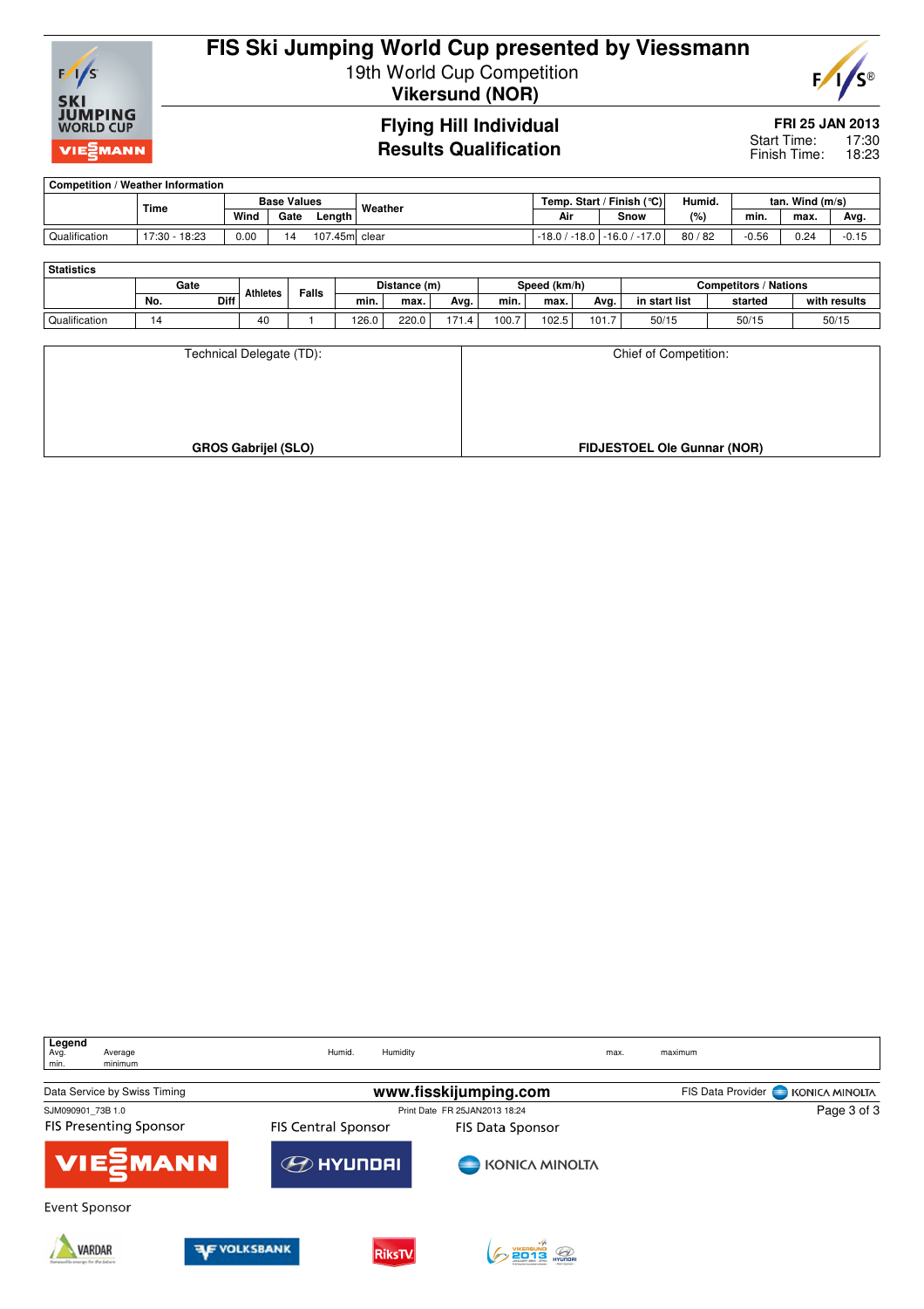# FIS Ski Jumping World Cup presented by Viessmann

19th World Cup Competition

**Vikersund (NOR)**

## Flying Hill Individual
## Results Qualification

**FRI 25 JAN 2013**

Start Time: 17:30

Finish Time: 18:23

**Competition / Weather Information**

| | Time | Base Values | | | Weather | Temp. Start / Finish (°C) | | Humid. | tan. Wind (m/s) | | |
|---|---|---|---|---|---|---|---|---|---|---|---|
| | | Wind | Gate | Length | | Air | Snow | (%) | min. | max. | Avg. |
| Qualification | 17:30 - 18:23 | 0.00 | 14 | 107.45m | clear | -18.0 / -18.0 | -16.0 / -17.0 | 80 / 82 | -0.56 | 0.24 | -0.15 |

**Statistics**

| | Gate | | Athletes | Falls | Distance (m) | | | Speed (km/h) | | | Competitors / Nations | | |
|---|---|---|---|---|---|---|---|---|---|---|---|---|---|
| | No. | Diff | | | min. | max. | Avg. | min. | max. | Avg. | in start list | started | with results |
| Qualification | 14 | | 40 | 1 | 126.0 | 220.0 | 171.4 | 100.7 | 102.5 | 101.7 | 50/15 | 50/15 | 50/15 |

| Technical Delegate (TD): | Chief of Competition: |
|---|---|
| **GROS Gabrijel (SLO)** | **FIDJESTOEL Ole Gunnar (NOR)** |

**Legend**

Avg. Average

min. minimum

Humid. Humidity

max. maximum

Data Service by Swiss Timing

www.fisskijumping.com

FIS Data Provider KONICA MINOLTA

SJM090901_73B 1.0

Print Date FR 25JAN2013 18:24

FIS Presenting Sponsor

FIS Central Sponsor

FIS Data Sponsor

Event Sponsor